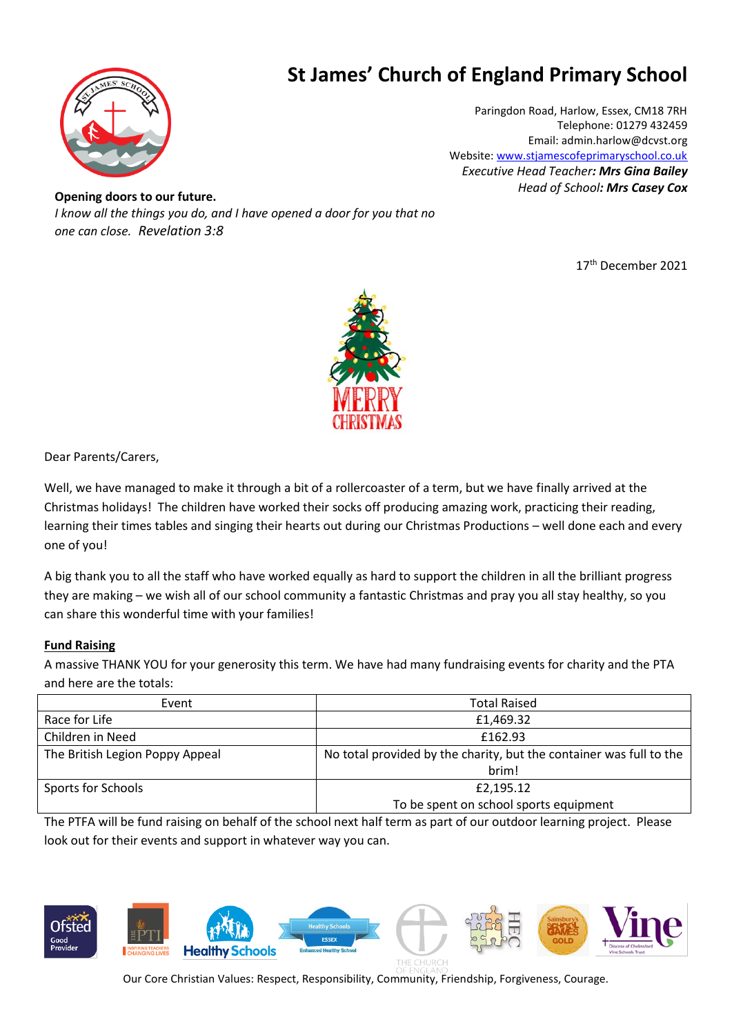# St James' Church of England Primary School

Paringdon Road, Harlow, Essex, CM18 7RH
Telephone: 01279 432459
Email: admin.harlow@dcvst.org
Website: www.stjamescofeprimaryschool.co.uk
*Executive Head Teacher: **Mrs Gina Bailey***
*Head of School: **Mrs Casey Cox***

**Opening doors to our future.**
*I know all the things you do, and I have opened a door for you that no one can close. Revelation 3:8*

17th December 2021

MERRY CHRISTMAS

Dear Parents/Carers,

Well, we have managed to make it through a bit of a rollercoaster of a term, but we have finally arrived at the Christmas holidays! The children have worked their socks off producing amazing work, practicing their reading, learning their times tables and singing their hearts out during our Christmas Productions – well done each and every one of you!

A big thank you to all the staff who have worked equally as hard to support the children in all the brilliant progress they are making – we wish all of our school community a fantastic Christmas and pray you all stay healthy, so you can share this wonderful time with your families!

**Fund Raising**

A massive THANK YOU for your generosity this term. We have had many fundraising events for charity and the PTA and here are the totals:

| Event | Total Raised |
|---|---|
| Race for Life | £1,469.32 |
| Children in Need | £162.93 |
| The British Legion Poppy Appeal | No total provided by the charity, but the container was full to the brim! |
| Sports for Schools | £2,195.12<br>To be spent on school sports equipment |

The PTFA will be fund raising on behalf of the school next half term as part of our outdoor learning project. Please look out for their events and support in whatever way you can.

Our Core Christian Values: Respect, Responsibility, Community, Friendship, Forgiveness, Courage.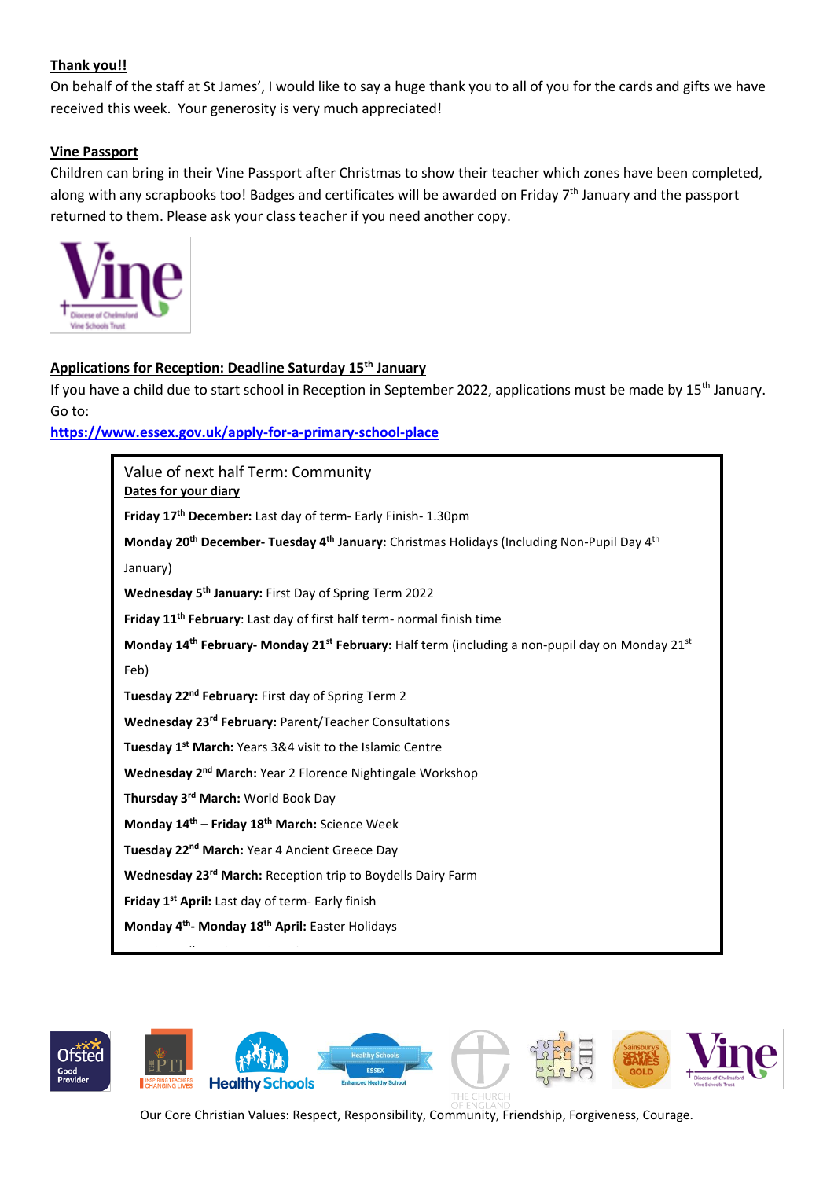**Thank you!!**

On behalf of the staff at St James', I would like to say a huge thank you to all of you for the cards and gifts we have received this week. Your generosity is very much appreciated!

**Vine Passport**

Children can bring in their Vine Passport after Christmas to show their teacher which zones have been completed, along with any scrapbooks too! Badges and certificates will be awarded on Friday 7th January and the passport returned to them. Please ask your class teacher if you need another copy.

**Applications for Reception: Deadline Saturday 15th January**

If you have a child due to start school in Reception in September 2022, applications must be made by 15th January. Go to:

**https://www.essex.gov.uk/apply-for-a-primary-school-place**

Value of next half Term: Community

**Dates for your diary**

**Friday 17th December:** Last day of term- Early Finish- 1.30pm

**Monday 20th December- Tuesday 4th January:** Christmas Holidays (Including Non-Pupil Day 4th January)

**Wednesday 5th January:** First Day of Spring Term 2022

**Friday 11th February**: Last day of first half term- normal finish time

**Monday 14th February- Monday 21st February:** Half term (including a non-pupil day on Monday 21st Feb)

**Tuesday 22nd February:** First day of Spring Term 2

**Wednesday 23rd February:** Parent/Teacher Consultations

**Tuesday 1st March:** Years 3&4 visit to the Islamic Centre

**Wednesday 2nd March:** Year 2 Florence Nightingale Workshop

**Thursday 3rd March:** World Book Day

**Monday 14th – Friday 18th March:** Science Week

**Tuesday 22nd March:** Year 4 Ancient Greece Day

**Wednesday 23rd March:** Reception trip to Boydells Dairy Farm

**Friday 1st April:** Last day of term- Early finish

**Monday 4th- Monday 18th April:** Easter Holidays

Our Core Christian Values: Respect, Responsibility, Community, Friendship, Forgiveness, Courage.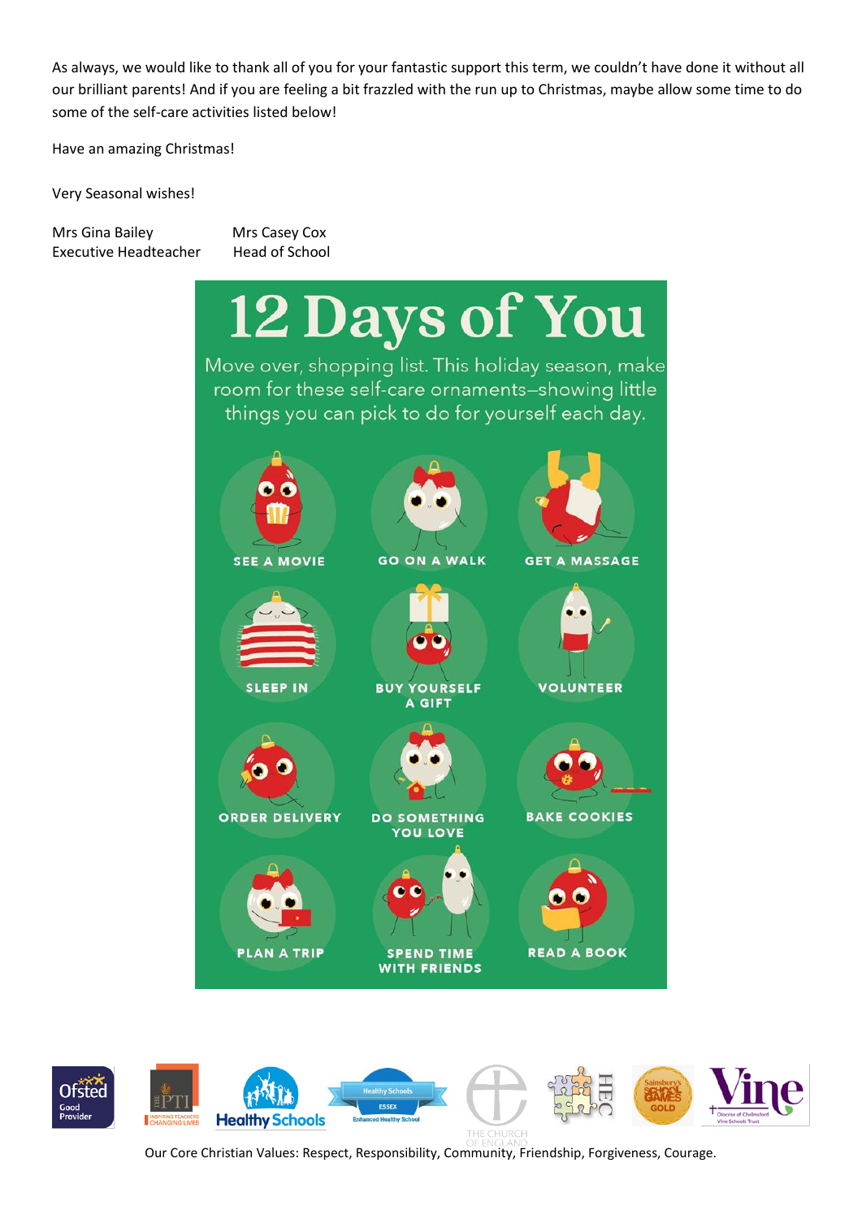As always, we would like to thank all of you for your fantastic support this term, we couldn't have done it without all our brilliant parents! And if you are feeling a bit frazzled with the run up to Christmas, maybe allow some time to do some of the self-care activities listed below!

Have an amazing Christmas!

Very Seasonal wishes!

Mrs Gina Bailey
Executive Headteacher

Mrs Casey Cox
Head of School

# 12 Days of You

Move over, shopping list. This holiday season, make room for these self-care ornaments–showing little things you can pick to do for yourself each day.

- SEE A MOVIE
- GO ON A WALK
- GET A MASSAGE
- SLEEP IN
- BUY YOURSELF A GIFT
- VOLUNTEER
- ORDER DELIVERY
- DO SOMETHING YOU LOVE
- BAKE COOKIES
- PLAN A TRIP
- SPEND TIME WITH FRIENDS
- READ A BOOK

Our Core Christian Values: Respect, Responsibility, Community, Friendship, Forgiveness, Courage.